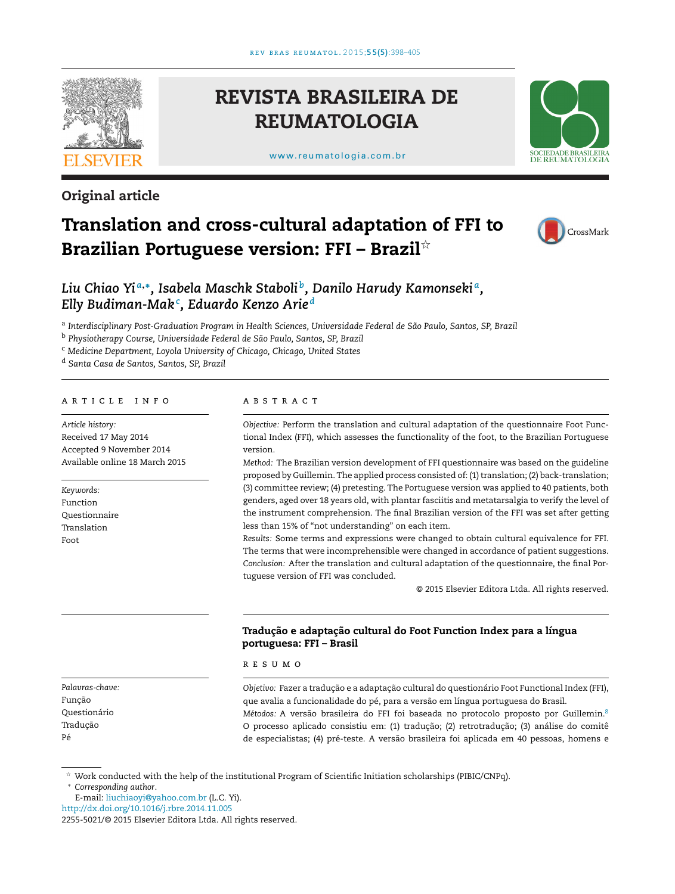Original article

# Translation and cross-cultural adaptation of FFI to Brazilian Portuguese version: FFI – Brazil☆

*Liu Chiao Yi*[a,*], *Isabela Maschk Staboli*[b], *Danilo Harudy Kamonseki*[a], *Elly Budiman-Mak*[c], *Eduardo Kenzo Arie*[d]

[a] *Interdisciplinary Post-Graduation Program in Health Sciences, Universidade Federal de São Paulo, Santos, SP, Brazil*

[b] *Physiotherapy Course, Universidade Federal de São Paulo, Santos, SP, Brazil*

[c] *Medicine Department, Loyola University of Chicago, Chicago, United States*

[d] *Santa Casa de Santos, Santos, SP, Brazil*

## ARTICLE INFO

*Article history:*
Received 17 May 2014
Accepted 9 November 2014
Available online 18 March 2015

*Keywords:*
Function
Questionnaire
Translation
Foot

## ABSTRACT

*Objective:* Perform the translation and cultural adaptation of the questionnaire Foot Functional Index (FFI), which assesses the functionality of the foot, to the Brazilian Portuguese version.

*Method:* The Brazilian version development of FFI questionnaire was based on the guideline proposed by Guillemin. The applied process consisted of: (1) translation; (2) back-translation; (3) committee review; (4) pretesting. The Portuguese version was applied to 40 patients, both genders, aged over 18 years old, with plantar fasciitis and metatarsalgia to verify the level of the instrument comprehension. The final Brazilian version of the FFI was set after getting less than 15% of "not understanding" on each item.

*Results:* Some terms and expressions were changed to obtain cultural equivalence for FFI. The terms that were incomprehensible were changed in accordance of patient suggestions.

*Conclusion:* After the translation and cultural adaptation of the questionnaire, the final Portuguese version of FFI was concluded.

© 2015 Elsevier Editora Ltda. All rights reserved.

## Tradução e adaptação cultural do Foot Function Index para a língua portuguesa: FFI – Brasil

*Palavras-chave:*
Função
Questionário
Tradução
Pé

## RESUMO

*Objetivo:* Fazer a tradução e a adaptação cultural do questionário Foot Functional Index (FFI), que avalia a funcionalidade do pé, para a versão em língua portuguesa do Brasil.

*Métodos:* A versão brasileira do FFI foi baseada no protocolo proposto por Guillemin.[8] O processo aplicado consistiu em: (1) tradução; (2) retrotradução; (3) análise do comitê de especialistas; (4) pré-teste. A versão brasileira foi aplicada em 40 pessoas, homens e

☆ Work conducted with the help of the institutional Program of Scientific Initiation scholarships (PIBIC/CNPq).

\* *Corresponding author.*
E-mail: liuchiaoyi@yahoo.com.br (L.C. Yi).

http://dx.doi.org/10.1016/j.rbre.2014.11.005

2255-5021/© 2015 Elsevier Editora Ltda. All rights reserved.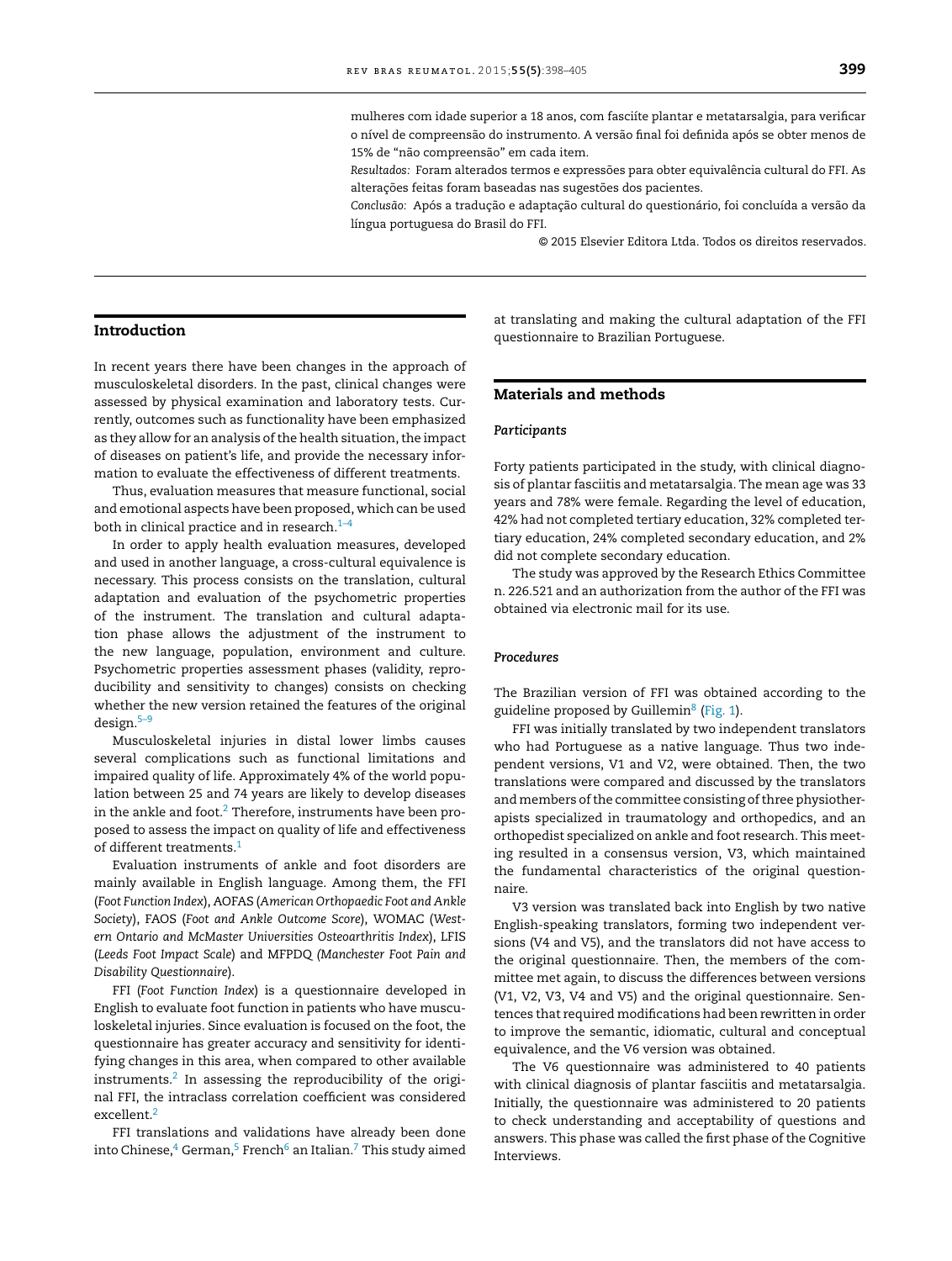mulheres com idade superior a 18 anos, com fasciíte plantar e metatarsalgia, para verificar o nível de compreensão do instrumento. A versão final foi definida após se obter menos de 15% de "não compreensão" em cada item.

*Resultados:* Foram alterados termos e expressões para obter equivalência cultural do FFI. As alterações feitas foram baseadas nas sugestões dos pacientes.

*Conclusão:* Após a tradução e adaptação cultural do questionário, foi concluída a versão da língua portuguesa do Brasil do FFI.

© 2015 Elsevier Editora Ltda. Todos os direitos reservados.

## Introduction

In recent years there have been changes in the approach of musculoskeletal disorders. In the past, clinical changes were assessed by physical examination and laboratory tests. Currently, outcomes such as functionality have been emphasized as they allow for an analysis of the health situation, the impact of diseases on patient's life, and provide the necessary information to evaluate the effectiveness of different treatments.

Thus, evaluation measures that measure functional, social and emotional aspects have been proposed, which can be used both in clinical practice and in research.[1–4]

In order to apply health evaluation measures, developed and used in another language, a cross-cultural equivalence is necessary. This process consists on the translation, cultural adaptation and evaluation of the psychometric properties of the instrument. The translation and cultural adaptation phase allows the adjustment of the instrument to the new language, population, environment and culture. Psychometric properties assessment phases (validity, reproducibility and sensitivity to changes) consists on checking whether the new version retained the features of the original design.[5–9]

Musculoskeletal injuries in distal lower limbs causes several complications such as functional limitations and impaired quality of life. Approximately 4% of the world population between 25 and 74 years are likely to develop diseases in the ankle and foot.[2] Therefore, instruments have been proposed to assess the impact on quality of life and effectiveness of different treatments.[1]

Evaluation instruments of ankle and foot disorders are mainly available in English language. Among them, the FFI (*Foot Function Index*), AOFAS (*American Orthopaedic Foot and Ankle Society*), FAOS (*Foot and Ankle Outcome Score*), WOMAC (*Western Ontario and McMaster Universities Osteoarthritis Index*), LFIS (*Leeds Foot Impact Scale*) and MFPDQ (*Manchester Foot Pain and Disability Questionnaire*).

FFI (*Foot Function Index*) is a questionnaire developed in English to evaluate foot function in patients who have musculoskeletal injuries. Since evaluation is focused on the foot, the questionnaire has greater accuracy and sensitivity for identifying changes in this area, when compared to other available instruments.[2] In assessing the reproducibility of the original FFI, the intraclass correlation coefficient was considered excellent.[2]

FFI translations and validations have already been done into Chinese,[4] German,[5] French[6] an Italian.[7] This study aimed at translating and making the cultural adaptation of the FFI questionnaire to Brazilian Portuguese.

## Materials and methods

### *Participants*

Forty patients participated in the study, with clinical diagnosis of plantar fasciitis and metatarsalgia. The mean age was 33 years and 78% were female. Regarding the level of education, 42% had not completed tertiary education, 32% completed tertiary education, 24% completed secondary education, and 2% did not complete secondary education.

The study was approved by the Research Ethics Committee n. 226.521 and an authorization from the author of the FFI was obtained via electronic mail for its use.

### *Procedures*

The Brazilian version of FFI was obtained according to the guideline proposed by Guillemin[8] (Fig. 1).

FFI was initially translated by two independent translators who had Portuguese as a native language. Thus two independent versions, V1 and V2, were obtained. Then, the two translations were compared and discussed by the translators and members of the committee consisting of three physiotherapists specialized in traumatology and orthopedics, and an orthopedist specialized on ankle and foot research. This meeting resulted in a consensus version, V3, which maintained the fundamental characteristics of the original questionnaire.

V3 version was translated back into English by two native English-speaking translators, forming two independent versions (V4 and V5), and the translators did not have access to the original questionnaire. Then, the members of the committee met again, to discuss the differences between versions (V1, V2, V3, V4 and V5) and the original questionnaire. Sentences that required modifications had been rewritten in order to improve the semantic, idiomatic, cultural and conceptual equivalence, and the V6 version was obtained.

The V6 questionnaire was administered to 40 patients with clinical diagnosis of plantar fasciitis and metatarsalgia. Initially, the questionnaire was administered to 20 patients to check understanding and acceptability of questions and answers. This phase was called the first phase of the Cognitive Interviews.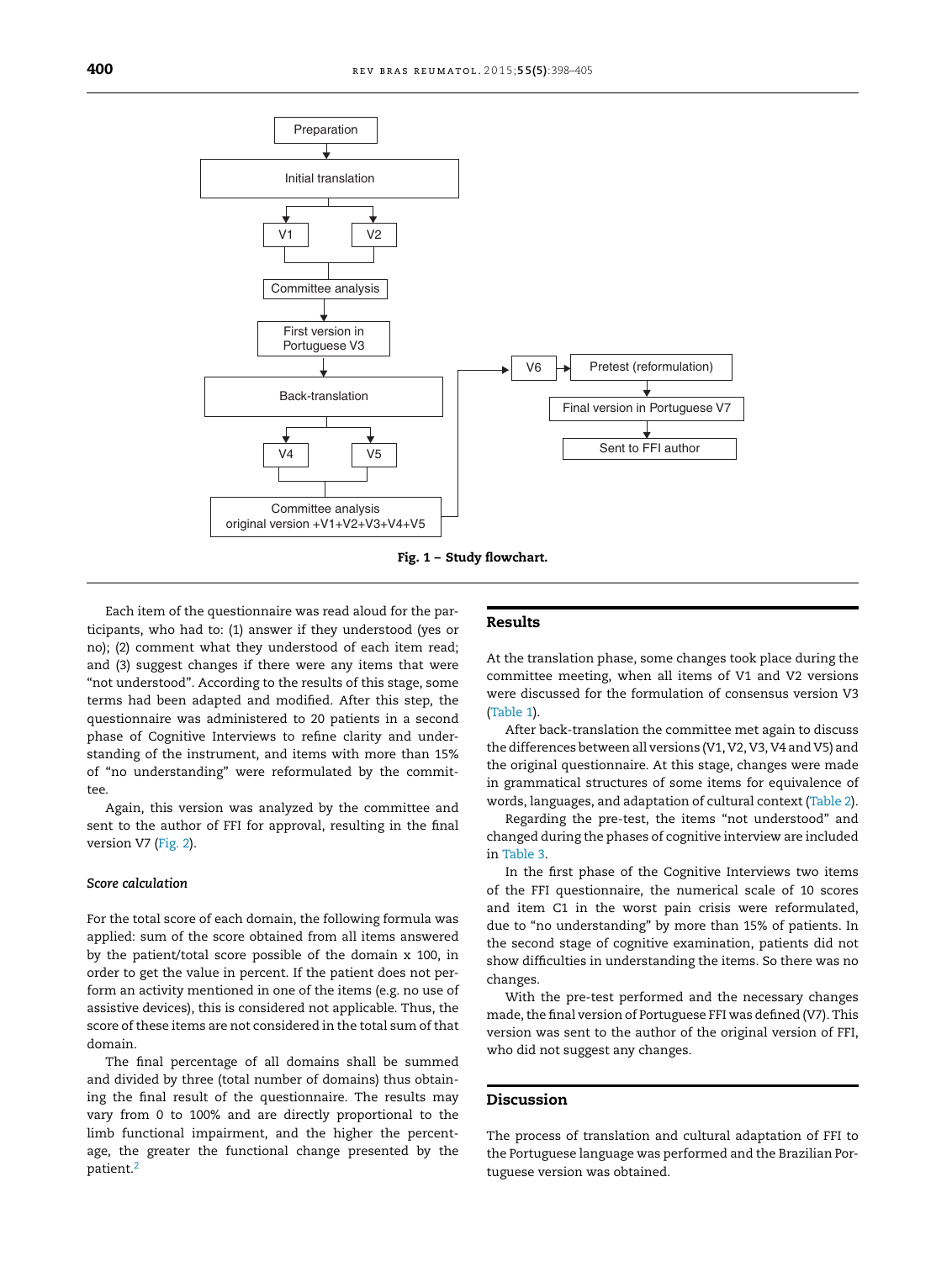Preparation

Initial translation

V1

V2

Committee analysis

First version in Portuguese V3

Back-translation

V4

V5

Committee analysis original version +V1+V2+V3+V4+V5

V6

Pretest (reformulation)

Final version in Portuguese V7

Sent to FFI author

**Fig. 1 – Study flowchart.**

Each item of the questionnaire was read aloud for the participants, who had to: (1) answer if they understood (yes or no); (2) comment what they understood of each item read; and (3) suggest changes if there were any items that were "not understood". According to the results of this stage, some terms had been adapted and modified. After this step, the questionnaire was administered to 20 patients in a second phase of Cognitive Interviews to refine clarity and understanding of the instrument, and items with more than 15% of "no understanding" were reformulated by the committee.

Again, this version was analyzed by the committee and sent to the author of FFI for approval, resulting in the final version V7 (Fig. 2).

### *Score calculation*

For the total score of each domain, the following formula was applied: sum of the score obtained from all items answered by the patient/total score possible of the domain x 100, in order to get the value in percent. If the patient does not perform an activity mentioned in one of the items (e.g. no use of assistive devices), this is considered not applicable. Thus, the score of these items are not considered in the total sum of that domain.

The final percentage of all domains shall be summed and divided by three (total number of domains) thus obtaining the final result of the questionnaire. The results may vary from 0 to 100% and are directly proportional to the limb functional impairment, and the higher the percentage, the greater the functional change presented by the patient.[2]

## Results

At the translation phase, some changes took place during the committee meeting, when all items of V1 and V2 versions were discussed for the formulation of consensus version V3 (Table 1).

After back-translation the committee met again to discuss the differences between all versions (V1, V2, V3, V4 and V5) and the original questionnaire. At this stage, changes were made in grammatical structures of some items for equivalence of words, languages, and adaptation of cultural context (Table 2).

Regarding the pre-test, the items "not understood" and changed during the phases of cognitive interview are included in Table 3.

In the first phase of the Cognitive Interviews two items of the FFI questionnaire, the numerical scale of 10 scores and item C1 in the worst pain crisis were reformulated, due to "no understanding" by more than 15% of patients. In the second stage of cognitive examination, patients did not show difficulties in understanding the items. So there was no changes.

With the pre-test performed and the necessary changes made, the final version of Portuguese FFI was defined (V7). This version was sent to the author of the original version of FFI, who did not suggest any changes.

## Discussion

The process of translation and cultural adaptation of FFI to the Portuguese language was performed and the Brazilian Portuguese version was obtained.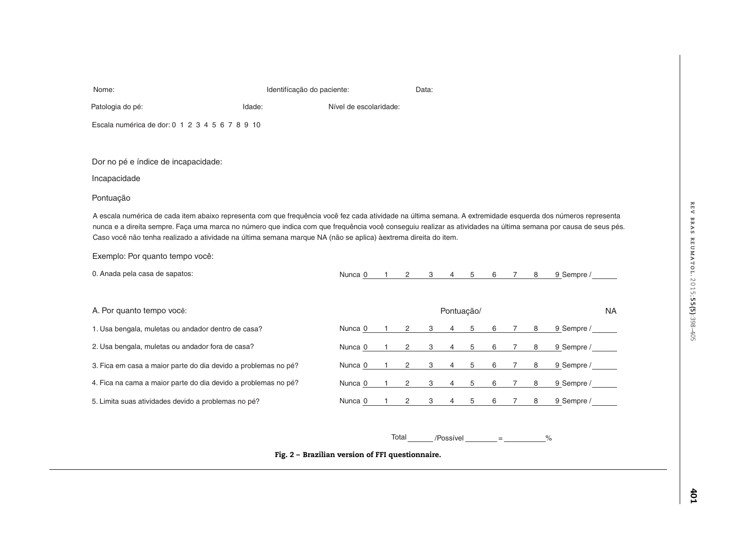Nome: Identifícação do paciente: Data:

Patologia do pé: Idade: Nível de escolaridade:

Escala numérica de dor: 0 1 2 3 4 5 6 7 8 9 10

Dor no pé e índice de incapacidade:

Incapacidade

Pontuação

A escala numérica de cada item abaixo representa com que frequência você fez cada atividade na última semana. A extremidade esquerda dos números representa nunca e a direita sempre. Faça uma marca no número que indica com que frequência você conseguiu realizar as atividades na última semana por causa de seus pés. Caso você não tenha realizado a atividade na última semana marque NA (não se aplica) àextrema direita do item.

Exemplo: Por quanto tempo você:

| | |
|---|---|
| 0. Anada pela casa de sapatos: | Nunca 0 1 2 3 4 5 6 7 8 9 Sempre / ______ |

| A. Por quanto tempo você: | Pontuação/ | NA |
|---|---|---|
| 1. Usa bengala, muletas ou andador dentro de casa? | Nunca 0 1 2 3 4 5 6 7 8 9 Sempre / | ______ |
| 2. Usa bengala, muletas ou andador fora de casa? | Nunca 0 1 2 3 4 5 6 7 8 9 Sempre / | ______ |
| 3. Fica em casa a maior parte do dia devido a problemas no pé? | Nunca 0 1 2 3 4 5 6 7 8 9 Sempre / | ______ |
| 4. Fica na cama a maior parte do dia devido a problemas no pé? | Nunca 0 1 2 3 4 5 6 7 8 9 Sempre / | ______ |
| 5. Limita suas atividades devido a problemas no pé? | Nunca 0 1 2 3 4 5 6 7 8 9 Sempre / | ______ |

Total ______ /Possível ________ = __________%

**Fig. 2 – Brazilian version of FFI questionnaire.**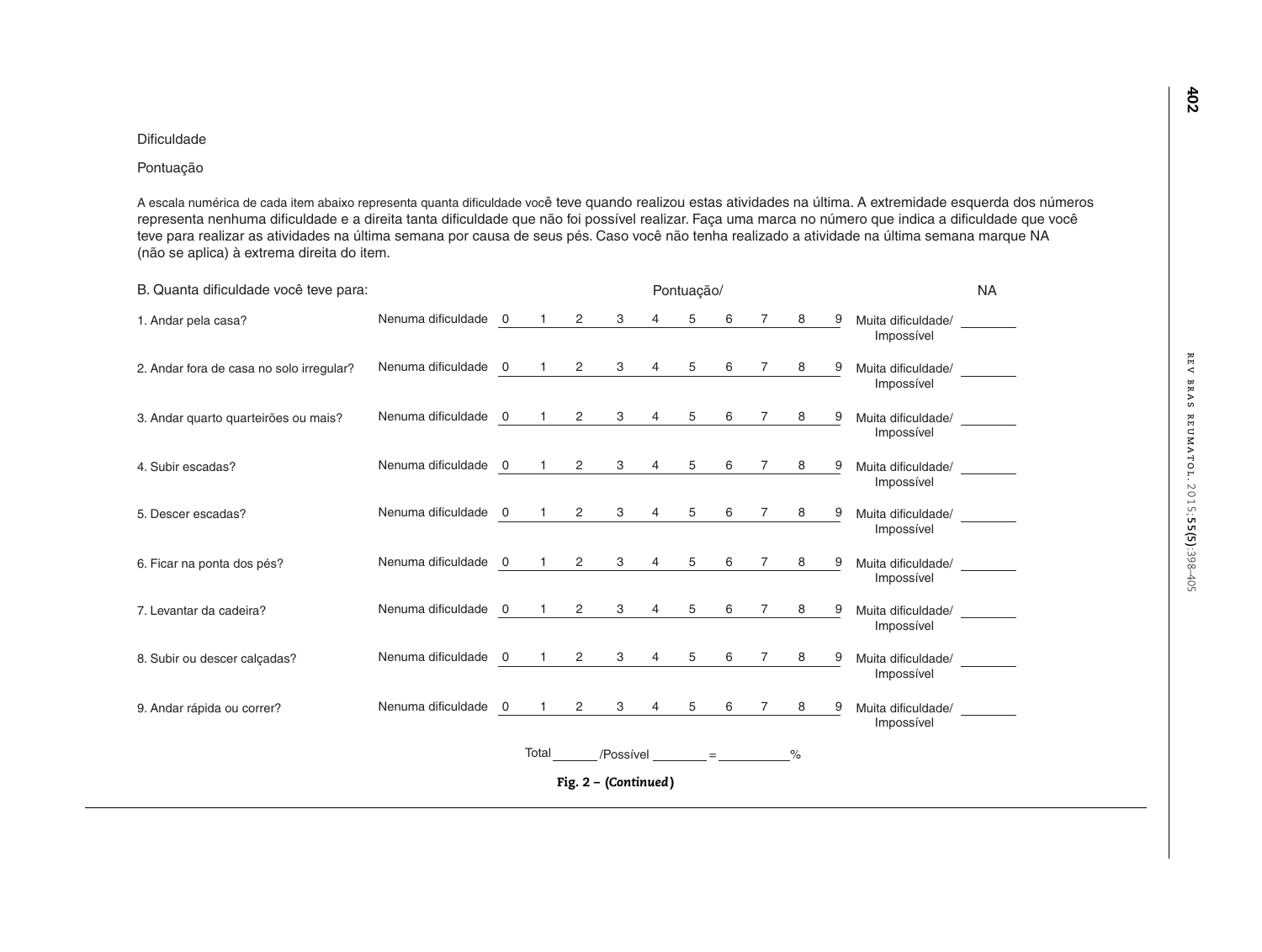Dificuldade

Pontuação

A escala numérica de cada item abaixo representa quanta dificuldade você teve quando realizou estas atividades na última. A extremidade esquerda dos números representa nenhuma dificuldade e a direita tanta dificuldade que não foi possível realizar. Faça uma marca no número que indica a dificuldade que você teve para realizar as atividades na última semana por causa de seus pés. Caso você não tenha realizado a atividade na última semana marque NA (não se aplica) à extrema direita do item.

| B. Quanta dificuldade você teve para: | | Pontuação/ | | | | | | | | | | | NA |
|---|---|---|---|---|---|---|---|---|---|---|---|---|---|
| 1. Andar pela casa? | Nenuma dificuldade | 0 | 1 | 2 | 3 | 4 | 5 | 6 | 7 | 8 | 9 | Muita dificuldade/ Impossível | ______ |
| 2. Andar fora de casa no solo irregular? | Nenuma dificuldade | 0 | 1 | 2 | 3 | 4 | 5 | 6 | 7 | 8 | 9 | Muita dificuldade/ Impossível | ______ |
| 3. Andar quarto quarteirões ou mais? | Nenuma dificuldade | 0 | 1 | 2 | 3 | 4 | 5 | 6 | 7 | 8 | 9 | Muita dificuldade/ Impossível | ______ |
| 4. Subir escadas? | Nenuma dificuldade | 0 | 1 | 2 | 3 | 4 | 5 | 6 | 7 | 8 | 9 | Muita dificuldade/ Impossível | ______ |
| 5. Descer escadas? | Nenuma dificuldade | 0 | 1 | 2 | 3 | 4 | 5 | 6 | 7 | 8 | 9 | Muita dificuldade/ Impossível | ______ |
| 6. Ficar na ponta dos pés? | Nenuma dificuldade | 0 | 1 | 2 | 3 | 4 | 5 | 6 | 7 | 8 | 9 | Muita dificuldade/ Impossível | ______ |
| 7. Levantar da cadeira? | Nenuma dificuldade | 0 | 1 | 2 | 3 | 4 | 5 | 6 | 7 | 8 | 9 | Muita dificuldade/ Impossível | ______ |
| 8. Subir ou descer calçadas? | Nenuma dificuldade | 0 | 1 | 2 | 3 | 4 | 5 | 6 | 7 | 8 | 9 | Muita dificuldade/ Impossível | ______ |
| 9. Andar rápida ou correr? | Nenuma dificuldade | 0 | 1 | 2 | 3 | 4 | 5 | 6 | 7 | 8 | 9 | Muita dificuldade/ Impossível | ______ |

Total ______ /Possível ________ = __________%

**Fig. 2 – *(Continued)***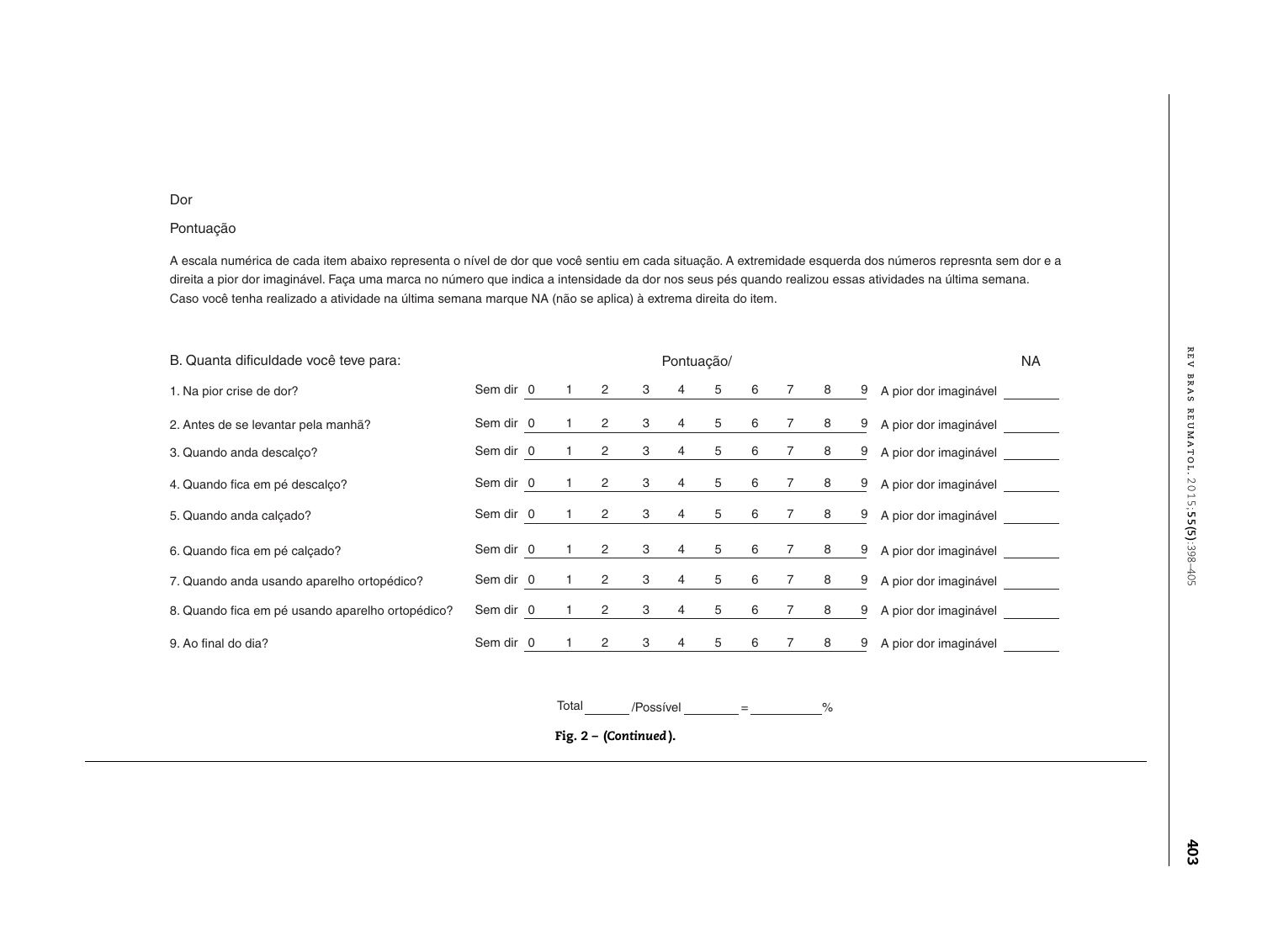Dor

Pontuação

A escala numérica de cada item abaixo representa o nível de dor que você sentiu em cada situação. A extremidade esquerda dos números represnta sem dor e a direita a pior dor imaginável. Faça uma marca no número que indica a intensidade da dor nos seus pés quando realizou essas atividades na última semana. Caso você tenha realizado a atividade na última semana marque NA (não se aplica) à extrema direita do item.

| B. Quanta dificuldade você teve para: | Pontuação/ | NA |
|---|---|---|
| 1. Na pior crise de dor? | Sem dir 0 1 2 3 4 5 6 7 8 9 A pior dor imaginável | ________ |
| 2. Antes de se levantar pela manhã? | Sem dir 0 1 2 3 4 5 6 7 8 9 A pior dor imaginável | ________ |
| 3. Quando anda descalço? | Sem dir 0 1 2 3 4 5 6 7 8 9 A pior dor imaginável | ________ |
| 4. Quando fica em pé descalço? | Sem dir 0 1 2 3 4 5 6 7 8 9 A pior dor imaginável | ________ |
| 5. Quando anda calçado? | Sem dir 0 1 2 3 4 5 6 7 8 9 A pior dor imaginável | ________ |
| 6. Quando fica em pé calçado? | Sem dir 0 1 2 3 4 5 6 7 8 9 A pior dor imaginável | ________ |
| 7. Quando anda usando aparelho ortopédico? | Sem dir 0 1 2 3 4 5 6 7 8 9 A pior dor imaginável | ________ |
| 8. Quando fica em pé usando aparelho ortopédico? | Sem dir 0 1 2 3 4 5 6 7 8 9 A pior dor imaginável | ________ |
| 9. Ao final do dia? | Sem dir 0 1 2 3 4 5 6 7 8 9 A pior dor imaginável | ________ |

Total ______ /Possível ________ = __________%

**Fig. 2 – *(Continued)*.**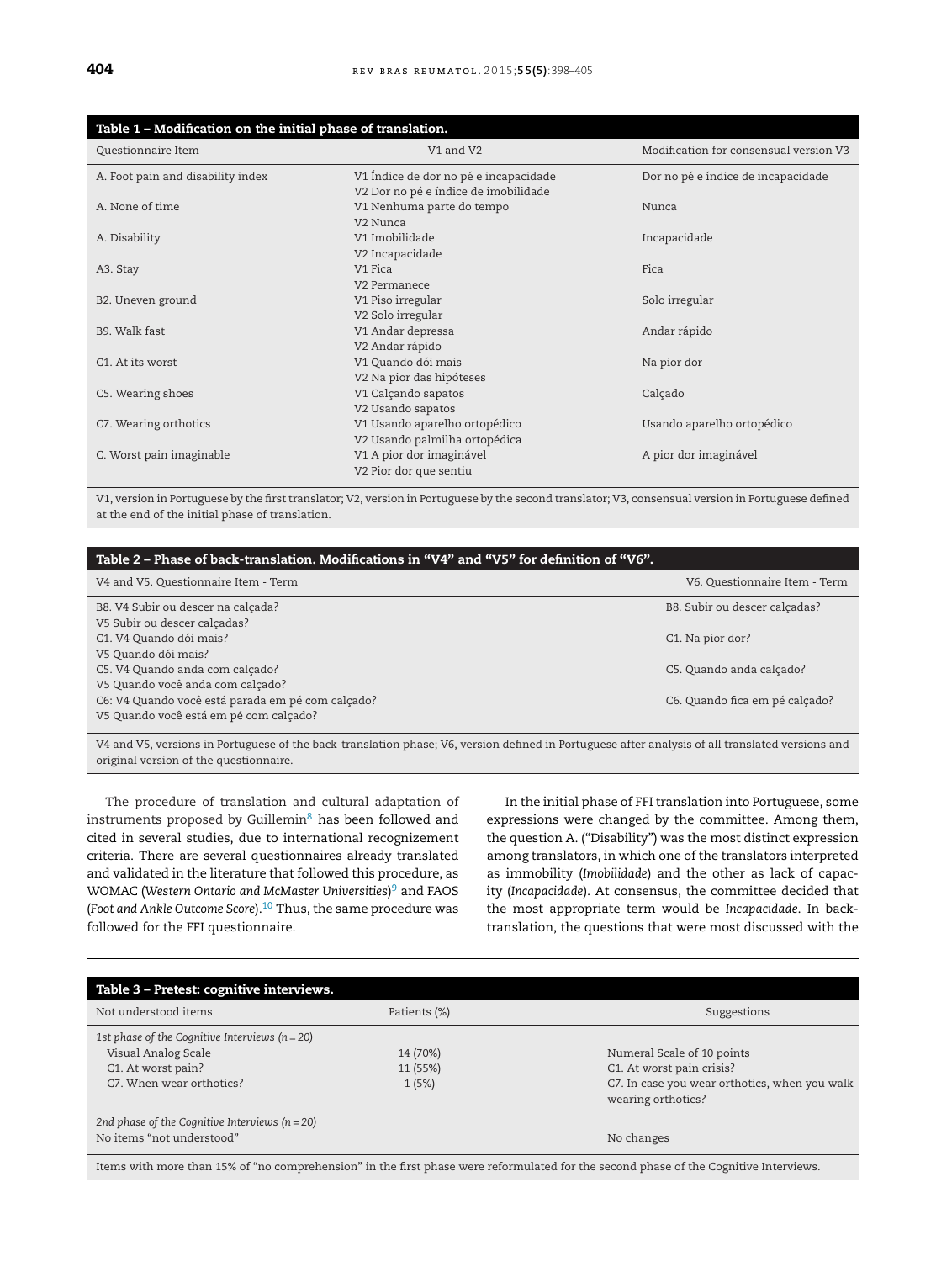**Table 1 – Modification on the initial phase of translation.**

| Questionnaire Item | V1 and V2 | Modification for consensual version V3 |
|---|---|---|
| A. Foot pain and disability index | V1 Índice de dor no pé e incapacidade<br>V2 Dor no pé e índice de imobilidade | Dor no pé e índice de incapacidade |
| A. None of time | V1 Nenhuma parte do tempo<br>V2 Nunca | Nunca |
| A. Disability | V1 Imobilidade<br>V2 Incapacidade | Incapacidade |
| A3. Stay | V1 Fica<br>V2 Permanece | Fica |
| B2. Uneven ground | V1 Piso irregular<br>V2 Solo irregular | Solo irregular |
| B9. Walk fast | V1 Andar depressa<br>V2 Andar rápido | Andar rápido |
| C1. At its worst | V1 Quando dói mais<br>V2 Na pior das hipóteses | Na pior dor |
| C5. Wearing shoes | V1 Calçando sapatos<br>V2 Usando sapatos | Calçado |
| C7. Wearing orthotics | V1 Usando aparelho ortopédico<br>V2 Usando palmilha ortopédica | Usando aparelho ortopédico |
| C. Worst pain imaginable | V1 A pior dor imaginável<br>V2 Pior dor que sentiu | A pior dor imaginável |

V1, version in Portuguese by the first translator; V2, version in Portuguese by the second translator; V3, consensual version in Portuguese defined at the end of the initial phase of translation.

**Table 2 – Phase of back-translation. Modifications in “V4” and “V5” for definition of “V6”.**

| V4 and V5. Questionnaire Item - Term | V6. Questionnaire Item - Term |
|---|---|
| B8. V4 Subir ou descer na calçada?<br>V5 Subir ou descer calçadas? | B8. Subir ou descer calçadas? |
| C1. V4 Quando dói mais?<br>V5 Quando dói mais? | C1. Na pior dor? |
| C5. V4 Quando anda com calçado?<br>V5 Quando você anda com calçado? | C5. Quando anda calçado? |
| C6: V4 Quando você está parada em pé com calçado?<br>V5 Quando você está em pé com calçado? | C6. Quando fica em pé calçado? |

V4 and V5, versions in Portuguese of the back-translation phase; V6, version defined in Portuguese after analysis of all translated versions and original version of the questionnaire.

The procedure of translation and cultural adaptation of instruments proposed by Guillemin[8] has been followed and cited in several studies, due to international recognizement criteria. There are several questionnaires already translated and validated in the literature that followed this procedure, as WOMAC (*Western Ontario and McMaster Universities*)[9] and FAOS (*Foot and Ankle Outcome Score*).[10] Thus, the same procedure was followed for the FFI questionnaire.

In the initial phase of FFI translation into Portuguese, some expressions were changed by the committee. Among them, the question A. (“Disability”) was the most distinct expression among translators, in which one of the translators interpreted as immobility (*Imobilidade*) and the other as lack of capacity (*Incapacidade*). At consensus, the committee decided that the most appropriate term would be *Incapacidade*. In back-translation, the questions that were most discussed with the

**Table 3 – Pretest: cognitive interviews.**

| Not understood items | Patients (%) | Suggestions |
|---|---|---|
| *1st phase of the Cognitive Interviews (n = 20)* | | |
| Visual Analog Scale | 14 (70%) | Numeral Scale of 10 points |
| C1. At worst pain? | 11 (55%) | C1. At worst pain crisis? |
| C7. When wear orthotics? | 1 (5%) | C7. In case you wear orthotics, when you walk wearing orthotics? |
| *2nd phase of the Cognitive Interviews (n = 20)* | | |
| No items “not understood” | | No changes |

Items with more than 15% of “no comprehension” in the first phase were reformulated for the second phase of the Cognitive Interviews.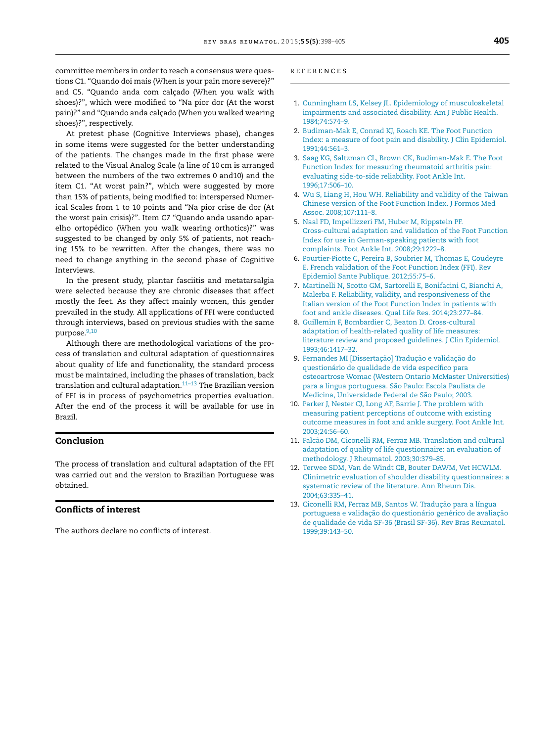committee members in order to reach a consensus were questions C1. “Quando doi mais (When is your pain more severe)?” and C5. “Quando anda com calçado (When you walk with shoes)?”, which were modified to “Na pior dor (At the worst pain)?” and “Quando anda calçado (When you walked wearing shoes)?”, respectively.

At pretest phase (Cognitive Interviews phase), changes in some items were suggested for the better understanding of the patients. The changes made in the first phase were related to the Visual Analog Scale (a line of 10 cm is arranged between the numbers of the two extremes 0 and10) and the item C1. “At worst pain?”, which were suggested by more than 15% of patients, being modified to: interspersed Numerical Scales from 1 to 10 points and “Na pior crise de dor (At the worst pain crisis)?”. Item C7 “Quando anda usando aparelho ortopédico (When you walk wearing orthotics)?” was suggested to be changed by only 5% of patients, not reaching 15% to be rewritten. After the changes, there was no need to change anything in the second phase of Cognitive Interviews.

In the present study, plantar fasciitis and metatarsalgia were selected because they are chronic diseases that affect mostly the feet. As they affect mainly women, this gender prevailed in the study. All applications of FFI were conducted through interviews, based on previous studies with the same purpose.[9,10]

Although there are methodological variations of the process of translation and cultural adaptation of questionnaires about quality of life and functionality, the standard process must be maintained, including the phases of translation, back translation and cultural adaptation.[11–13] The Brazilian version of FFI is in process of psychometrics properties evaluation. After the end of the process it will be available for use in Brazil.

## Conclusion

The process of translation and cultural adaptation of the FFI was carried out and the version to Brazilian Portuguese was obtained.

## Conflicts of interest

The authors declare no conflicts of interest.

## REFERENCES

1. Cunningham LS, Kelsey JL. Epidemiology of musculoskeletal impairments and associated disability. Am J Public Health. 1984;74:574–9.
2. Budiman-Mak E, Conrad KJ, Roach KE. The Foot Function Index: a measure of foot pain and disability. J Clin Epidemiol. 1991;44:561–3.
3. Saag KG, Saltzman CL, Brown CK, Budiman-Mak E. The Foot Function Index for measuring rheumatoid arthritis pain: evaluating side-to-side reliability. Foot Ankle Int. 1996;17:506–10.
4. Wu S, Liang H, Hou WH. Reliability and validity of the Taiwan Chinese version of the Foot Function Index. J Formos Med Assoc. 2008;107:111–8.
5. Naal FD, Impellizzeri FM, Huber M, Rippstein PF. Cross-cultural adaptation and validation of the Foot Function Index for use in German-speaking patients with foot complaints. Foot Ankle Int. 2008;29:1222–8.
6. Pourtier-Piotte C, Pereira B, Soubrier M, Thomas E, Coudeyre E. French validation of the Foot Function Index (FFI). Rev Epidemiol Sante Publique. 2012;55:75–6.
7. Martinelli N, Scotto GM, Sartorelli E, Bonifacini C, Bianchi A, Malerba F. Reliability, validity, and responsiveness of the Italian version of the Foot Function Index in patients with foot and ankle diseases. Qual Life Res. 2014;23:277–84.
8. Guillemin F, Bombardier C, Beaton D. Cross-cultural adaptation of health-related quality of life measures: literature review and proposed guidelines. J Clin Epidemiol. 1993;46:1417–32.
9. Fernandes MI [Dissertação] Tradução e validação do questionário de qualidade de vida específico para osteoartrose Womac (Western Ontario McMaster Universities) para a língua portuguesa. São Paulo: Escola Paulista de Medicina, Universidade Federal de São Paulo; 2003.
10. Parker J, Nester CJ, Long AF, Barrie J. The problem with measuring patient perceptions of outcome with existing outcome measures in foot and ankle surgery. Foot Ankle Int. 2003;24:56–60.
11. Falcão DM, Ciconelli RM, Ferraz MB. Translation and cultural adaptation of quality of life questionnaire: an evaluation of methodology. J Rheumatol. 2003;30:379–85.
12. Terwee SDM, Van de Windt CB, Bouter DAWM, Vet HCWLM. Clinimetric evaluation of shoulder disability questionnaires: a systematic review of the literature. Ann Rheum Dis. 2004;63:335–41.
13. Ciconelli RM, Ferraz MB, Santos W. Tradução para a língua portuguesa e validação do questionário genérico de avaliação de qualidade de vida SF-36 (Brasil SF-36). Rev Bras Reumatol. 1999;39:143–50.